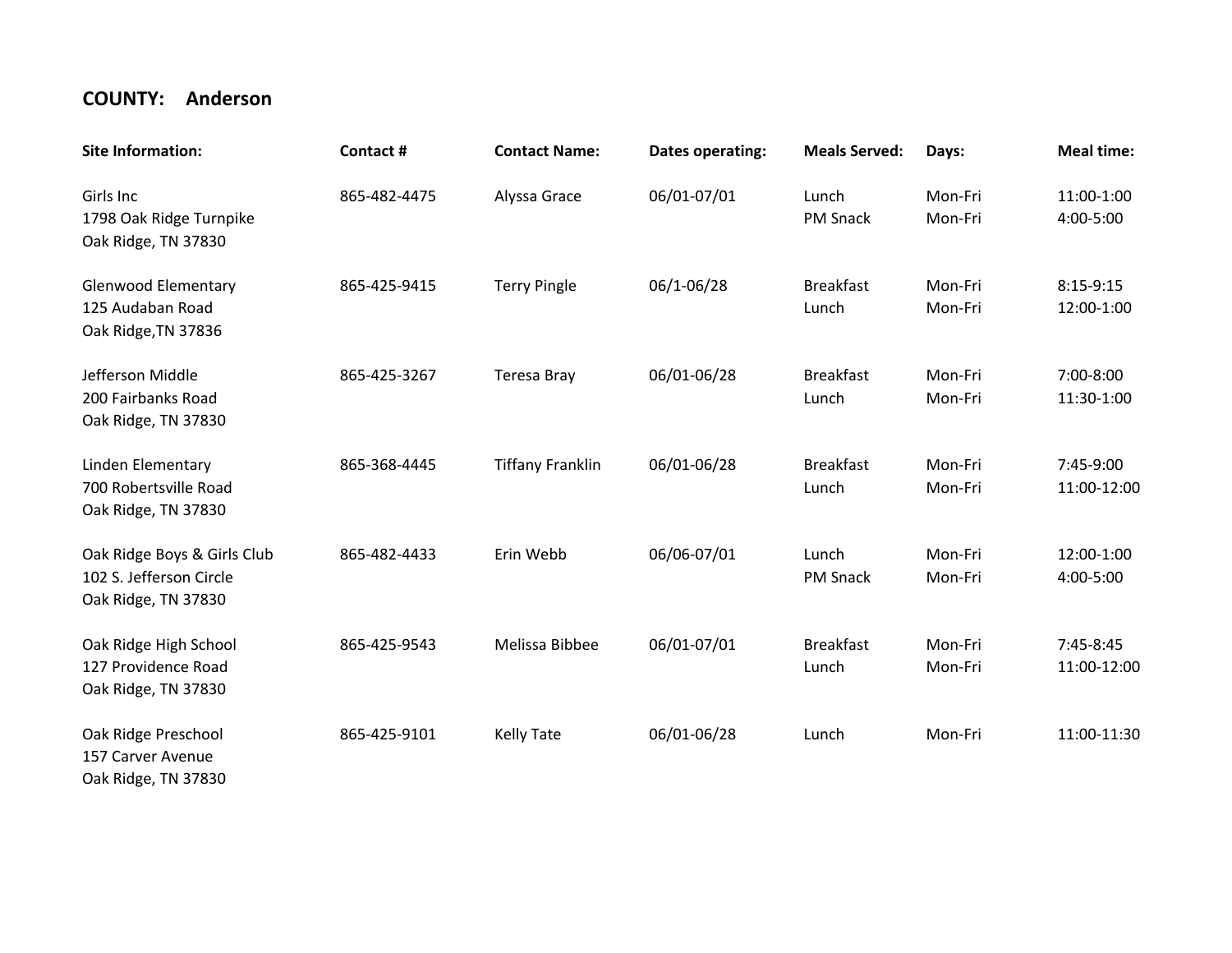**COUNTY: Anderson**

| Site Information: | Contact # | Contact Name: | Dates operating: | Meals Served: | Days: | Meal time: |
|---|---|---|---|---|---|---|
| Girls Inc<br>1798 Oak Ridge Turnpike<br>Oak Ridge, TN 37830 | 865-482-4475 | Alyssa Grace | 06/01-07/01 | Lunch<br>PM Snack | Mon-Fri<br>Mon-Fri | 11:00-1:00<br>4:00-5:00 |
| Glenwood Elementary<br>125 Audaban Road<br>Oak Ridge,TN 37836 | 865-425-9415 | Terry Pingle | 06/1-06/28 | Breakfast<br>Lunch | Mon-Fri<br>Mon-Fri | 8:15-9:15<br>12:00-1:00 |
| Jefferson Middle<br>200 Fairbanks Road<br>Oak Ridge, TN 37830 | 865-425-3267 | Teresa Bray | 06/01-06/28 | Breakfast<br>Lunch | Mon-Fri<br>Mon-Fri | 7:00-8:00<br>11:30-1:00 |
| Linden Elementary<br>700 Robertsville Road<br>Oak Ridge, TN 37830 | 865-368-4445 | Tiffany Franklin | 06/01-06/28 | Breakfast<br>Lunch | Mon-Fri<br>Mon-Fri | 7:45-9:00<br>11:00-12:00 |
| Oak Ridge Boys & Girls Club<br>102 S. Jefferson Circle<br>Oak Ridge, TN 37830 | 865-482-4433 | Erin Webb | 06/06-07/01 | Lunch<br>PM Snack | Mon-Fri<br>Mon-Fri | 12:00-1:00<br>4:00-5:00 |
| Oak Ridge High School<br>127 Providence Road<br>Oak Ridge, TN 37830 | 865-425-9543 | Melissa Bibbee | 06/01-07/01 | Breakfast<br>Lunch | Mon-Fri<br>Mon-Fri | 7:45-8:45<br>11:00-12:00 |
| Oak Ridge Preschool<br>157 Carver Avenue<br>Oak Ridge, TN 37830 | 865-425-9101 | Kelly Tate | 06/01-06/28 | Lunch | Mon-Fri | 11:00-11:30 |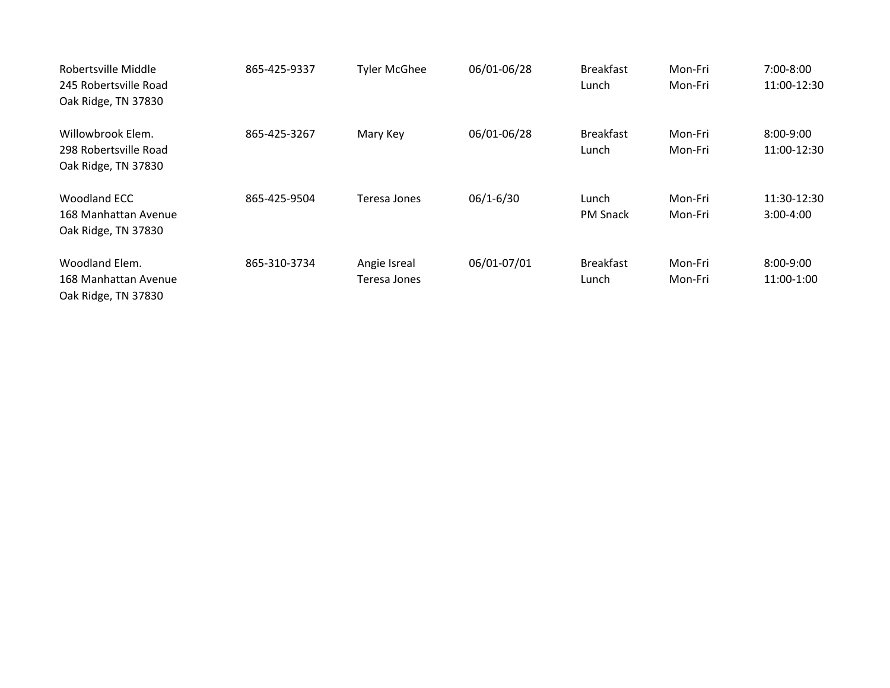| | | | | | | |
|---|---|---|---|---|---|---|
| Robertsville Middle<br>245 Robertsville Road<br>Oak Ridge, TN 37830 | 865-425-9337 | Tyler McGhee | 06/01-06/28 | Breakfast<br>Lunch | Mon-Fri<br>Mon-Fri | 7:00-8:00<br>11:00-12:30 |
| Willowbrook Elem.<br>298 Robertsville Road<br>Oak Ridge, TN 37830 | 865-425-3267 | Mary Key | 06/01-06/28 | Breakfast<br>Lunch | Mon-Fri<br>Mon-Fri | 8:00-9:00<br>11:00-12:30 |
| Woodland ECC<br>168 Manhattan Avenue<br>Oak Ridge, TN 37830 | 865-425-9504 | Teresa Jones | 06/1-6/30 | Lunch<br>PM Snack | Mon-Fri<br>Mon-Fri | 11:30-12:30<br>3:00-4:00 |
| Woodland Elem.<br>168 Manhattan Avenue<br>Oak Ridge, TN 37830 | 865-310-3734 | Angie Isreal<br>Teresa Jones | 06/01-07/01 | Breakfast<br>Lunch | Mon-Fri<br>Mon-Fri | 8:00-9:00<br>11:00-1:00 |